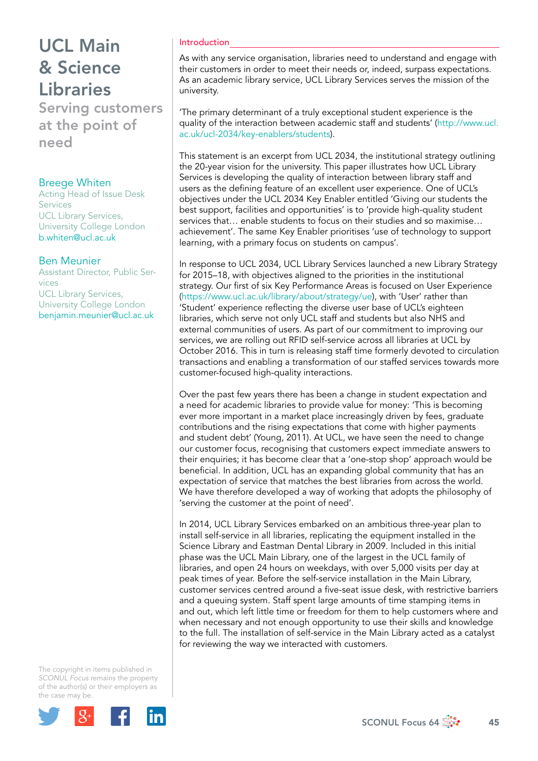# UCL Main & Science Libraries

## Serving customers at the point of need

**Breege Whiten**
Acting Head of Issue Desk Services
UCL Library Services,
University College London
b.whiten@ucl.ac.uk

**Ben Meunier**
Assistant Director, Public Services
UCL Library Services,
University College London
benjamin.meunier@ucl.ac.uk

The copyright in items published in *SCONUL Focus* remains the property of the author(s) or their employers as the case may be.

### Introduction

As with any service organisation, libraries need to understand and engage with their customers in order to meet their needs or, indeed, surpass expectations. As an academic library service, UCL Library Services serves the mission of the university.

'The primary determinant of a truly exceptional student experience is the quality of the interaction between academic staff and students' (http://www.ucl.ac.uk/ucl-2034/key-enablers/students).

This statement is an excerpt from UCL 2034, the institutional strategy outlining the 20-year vision for the university. This paper illustrates how UCL Library Services is developing the quality of interaction between library staff and users as the defining feature of an excellent user experience. One of UCL's objectives under the UCL 2034 Key Enabler entitled 'Giving our students the best support, facilities and opportunities' is to 'provide high-quality student services that… enable students to focus on their studies and so maximise… achievement'. The same Key Enabler prioritises 'use of technology to support learning, with a primary focus on students on campus'.

In response to UCL 2034, UCL Library Services launched a new Library Strategy for 2015–18, with objectives aligned to the priorities in the institutional strategy. Our first of six Key Performance Areas is focused on User Experience (https://www.ucl.ac.uk/library/about/strategy/ue), with 'User' rather than 'Student' experience reflecting the diverse user base of UCL's eighteen libraries, which serve not only UCL staff and students but also NHS and external communities of users. As part of our commitment to improving our services, we are rolling out RFID self-service across all libraries at UCL by October 2016. This in turn is releasing staff time formerly devoted to circulation transactions and enabling a transformation of our staffed services towards more customer-focused high-quality interactions.

Over the past few years there has been a change in student expectation and a need for academic libraries to provide value for money: 'This is becoming ever more important in a market place increasingly driven by fees, graduate contributions and the rising expectations that come with higher payments and student debt' (Young, 2011). At UCL, we have seen the need to change our customer focus, recognising that customers expect immediate answers to their enquiries; it has become clear that a 'one-stop shop' approach would be beneficial. In addition, UCL has an expanding global community that has an expectation of service that matches the best libraries from across the world. We have therefore developed a way of working that adopts the philosophy of 'serving the customer at the point of need'.

In 2014, UCL Library Services embarked on an ambitious three-year plan to install self-service in all libraries, replicating the equipment installed in the Science Library and Eastman Dental Library in 2009. Included in this initial phase was the UCL Main Library, one of the largest in the UCL family of libraries, and open 24 hours on weekdays, with over 5,000 visits per day at peak times of year. Before the self-service installation in the Main Library, customer services centred around a five-seat issue desk, with restrictive barriers and a queuing system. Staff spent large amounts of time stamping items in and out, which left little time or freedom for them to help customers where and when necessary and not enough opportunity to use their skills and knowledge to the full. The installation of self-service in the Main Library acted as a catalyst for reviewing the way we interacted with customers.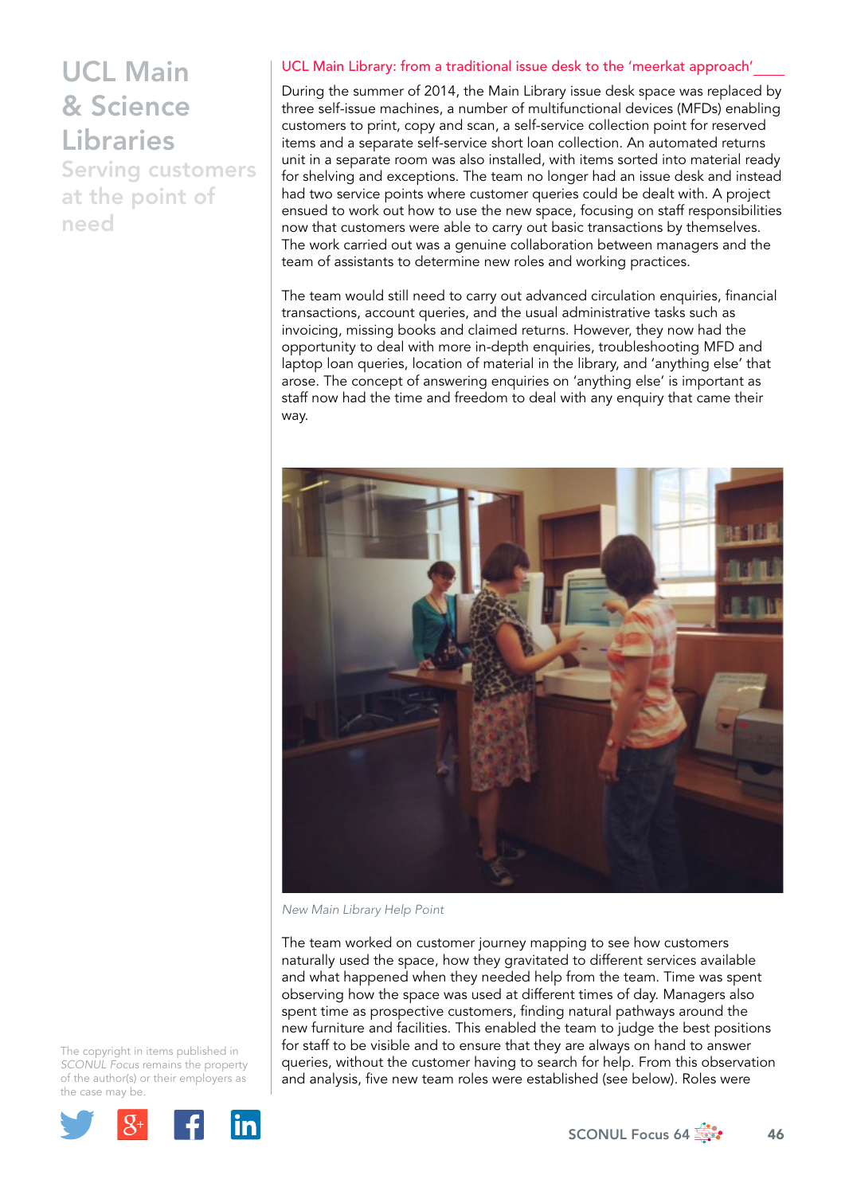# UCL Main & Science Libraries

## Serving customers at the point of need

### UCL Main Library: from a traditional issue desk to the 'meerkat approach'

During the summer of 2014, the Main Library issue desk space was replaced by three self-issue machines, a number of multifunctional devices (MFDs) enabling customers to print, copy and scan, a self-service collection point for reserved items and a separate self-service short loan collection. An automated returns unit in a separate room was also installed, with items sorted into material ready for shelving and exceptions. The team no longer had an issue desk and instead had two service points where customer queries could be dealt with. A project ensued to work out how to use the new space, focusing on staff responsibilities now that customers were able to carry out basic transactions by themselves. The work carried out was a genuine collaboration between managers and the team of assistants to determine new roles and working practices.

The team would still need to carry out advanced circulation enquiries, financial transactions, account queries, and the usual administrative tasks such as invoicing, missing books and claimed returns. However, they now had the opportunity to deal with more in-depth enquiries, troubleshooting MFD and laptop loan queries, location of material in the library, and 'anything else' that arose. The concept of answering enquiries on 'anything else' is important as staff now had the time and freedom to deal with any enquiry that came their way.

*New Main Library Help Point*

The team worked on customer journey mapping to see how customers naturally used the space, how they gravitated to different services available and what happened when they needed help from the team. Time was spent observing how the space was used at different times of day. Managers also spent time as prospective customers, finding natural pathways around the new furniture and facilities. This enabled the team to judge the best positions for staff to be visible and to ensure that they are always on hand to answer queries, without the customer having to search for help. From this observation and analysis, five new team roles were established (see below). Roles were

The copyright in items published in *SCONUL Focus* remains the property of the author(s) or their employers as the case may be.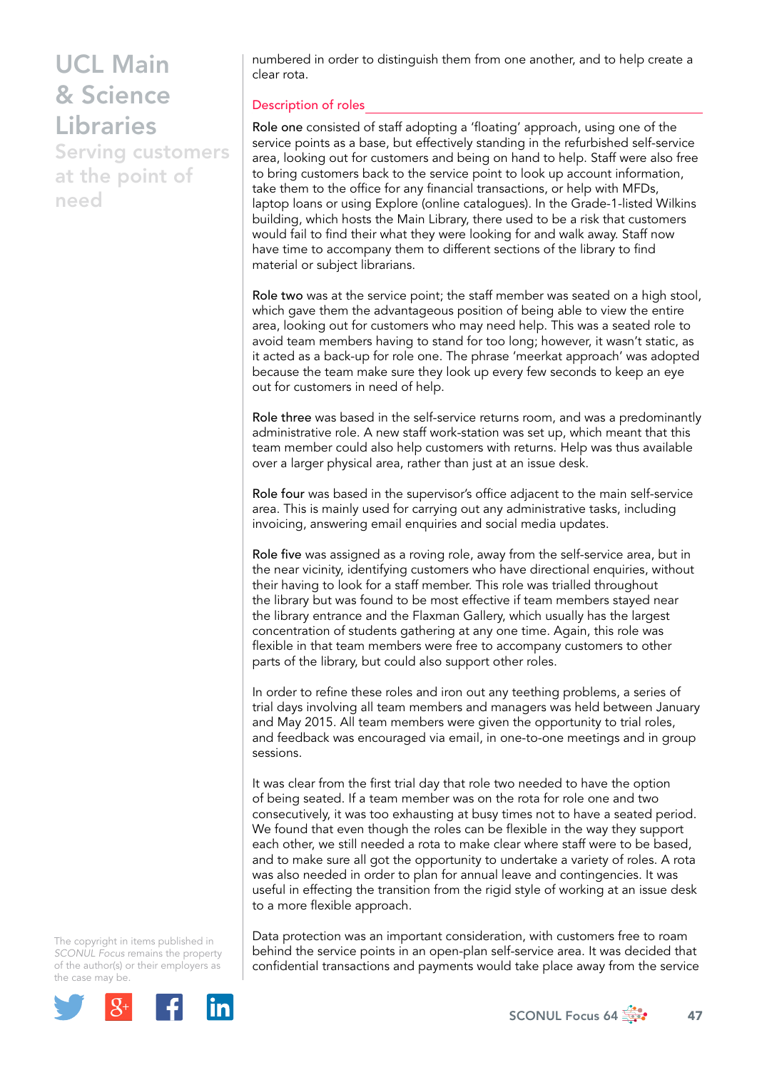numbered in order to distinguish them from one another, and to help create a clear rota.

## Description of roles

Role one consisted of staff adopting a 'floating' approach, using one of the service points as a base, but effectively standing in the refurbished self-service area, looking out for customers and being on hand to help. Staff were also free to bring customers back to the service point to look up account information, take them to the office for any financial transactions, or help with MFDs, laptop loans or using Explore (online catalogues). In the Grade-1-listed Wilkins building, which hosts the Main Library, there used to be a risk that customers would fail to find their what they were looking for and walk away. Staff now have time to accompany them to different sections of the library to find material or subject librarians.

Role two was at the service point; the staff member was seated on a high stool, which gave them the advantageous position of being able to view the entire area, looking out for customers who may need help. This was a seated role to avoid team members having to stand for too long; however, it wasn't static, as it acted as a back-up for role one. The phrase 'meerkat approach' was adopted because the team make sure they look up every few seconds to keep an eye out for customers in need of help.

Role three was based in the self-service returns room, and was a predominantly administrative role. A new staff work-station was set up, which meant that this team member could also help customers with returns. Help was thus available over a larger physical area, rather than just at an issue desk.

Role four was based in the supervisor's office adjacent to the main self-service area. This is mainly used for carrying out any administrative tasks, including invoicing, answering email enquiries and social media updates.

Role five was assigned as a roving role, away from the self-service area, but in the near vicinity, identifying customers who have directional enquiries, without their having to look for a staff member. This role was trialled throughout the library but was found to be most effective if team members stayed near the library entrance and the Flaxman Gallery, which usually has the largest concentration of students gathering at any one time. Again, this role was flexible in that team members were free to accompany customers to other parts of the library, but could also support other roles.

In order to refine these roles and iron out any teething problems, a series of trial days involving all team members and managers was held between January and May 2015. All team members were given the opportunity to trial roles, and feedback was encouraged via email, in one-to-one meetings and in group sessions.

It was clear from the first trial day that role two needed to have the option of being seated. If a team member was on the rota for role one and two consecutively, it was too exhausting at busy times not to have a seated period. We found that even though the roles can be flexible in the way they support each other, we still needed a rota to make clear where staff were to be based, and to make sure all got the opportunity to undertake a variety of roles. A rota was also needed in order to plan for annual leave and contingencies. It was useful in effecting the transition from the rigid style of working at an issue desk to a more flexible approach.

Data protection was an important consideration, with customers free to roam behind the service points in an open-plan self-service area. It was decided that confidential transactions and payments would take place away from the service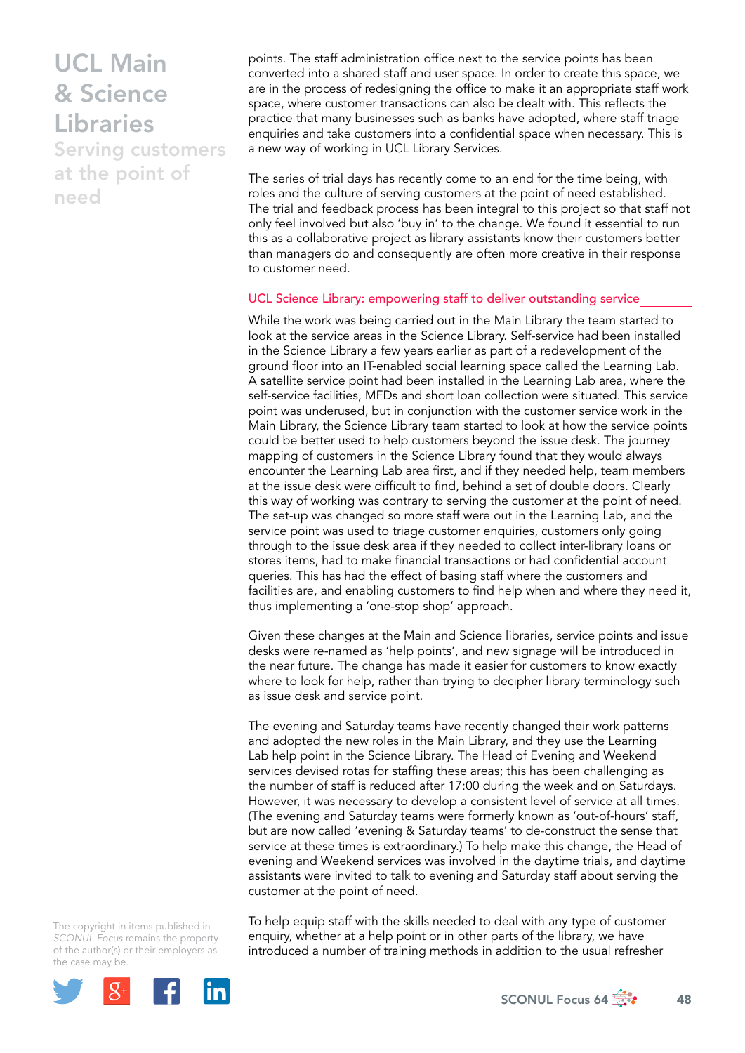points. The staff administration office next to the service points has been converted into a shared staff and user space. In order to create this space, we are in the process of redesigning the office to make it an appropriate staff work space, where customer transactions can also be dealt with. This reflects the practice that many businesses such as banks have adopted, where staff triage enquiries and take customers into a confidential space when necessary. This is a new way of working in UCL Library Services.

The series of trial days has recently come to an end for the time being, with roles and the culture of serving customers at the point of need established. The trial and feedback process has been integral to this project so that staff not only feel involved but also 'buy in' to the change. We found it essential to run this as a collaborative project as library assistants know their customers better than managers do and consequently are often more creative in their response to customer need.

## UCL Science Library: empowering staff to deliver outstanding service

While the work was being carried out in the Main Library the team started to look at the service areas in the Science Library. Self-service had been installed in the Science Library a few years earlier as part of a redevelopment of the ground floor into an IT-enabled social learning space called the Learning Lab. A satellite service point had been installed in the Learning Lab area, where the self-service facilities, MFDs and short loan collection were situated. This service point was underused, but in conjunction with the customer service work in the Main Library, the Science Library team started to look at how the service points could be better used to help customers beyond the issue desk. The journey mapping of customers in the Science Library found that they would always encounter the Learning Lab area first, and if they needed help, team members at the issue desk were difficult to find, behind a set of double doors. Clearly this way of working was contrary to serving the customer at the point of need. The set-up was changed so more staff were out in the Learning Lab, and the service point was used to triage customer enquiries, customers only going through to the issue desk area if they needed to collect inter-library loans or stores items, had to make financial transactions or had confidential account queries. This has had the effect of basing staff where the customers and facilities are, and enabling customers to find help when and where they need it, thus implementing a 'one-stop shop' approach.

Given these changes at the Main and Science libraries, service points and issue desks were re-named as 'help points', and new signage will be introduced in the near future. The change has made it easier for customers to know exactly where to look for help, rather than trying to decipher library terminology such as issue desk and service point.

The evening and Saturday teams have recently changed their work patterns and adopted the new roles in the Main Library, and they use the Learning Lab help point in the Science Library. The Head of Evening and Weekend services devised rotas for staffing these areas; this has been challenging as the number of staff is reduced after 17:00 during the week and on Saturdays. However, it was necessary to develop a consistent level of service at all times. (The evening and Saturday teams were formerly known as 'out-of-hours' staff, but are now called 'evening & Saturday teams' to de-construct the sense that service at these times is extraordinary.) To help make this change, the Head of evening and Weekend services was involved in the daytime trials, and daytime assistants were invited to talk to evening and Saturday staff about serving the customer at the point of need.

To help equip staff with the skills needed to deal with any type of customer enquiry, whether at a help point or in other parts of the library, we have introduced a number of training methods in addition to the usual refresher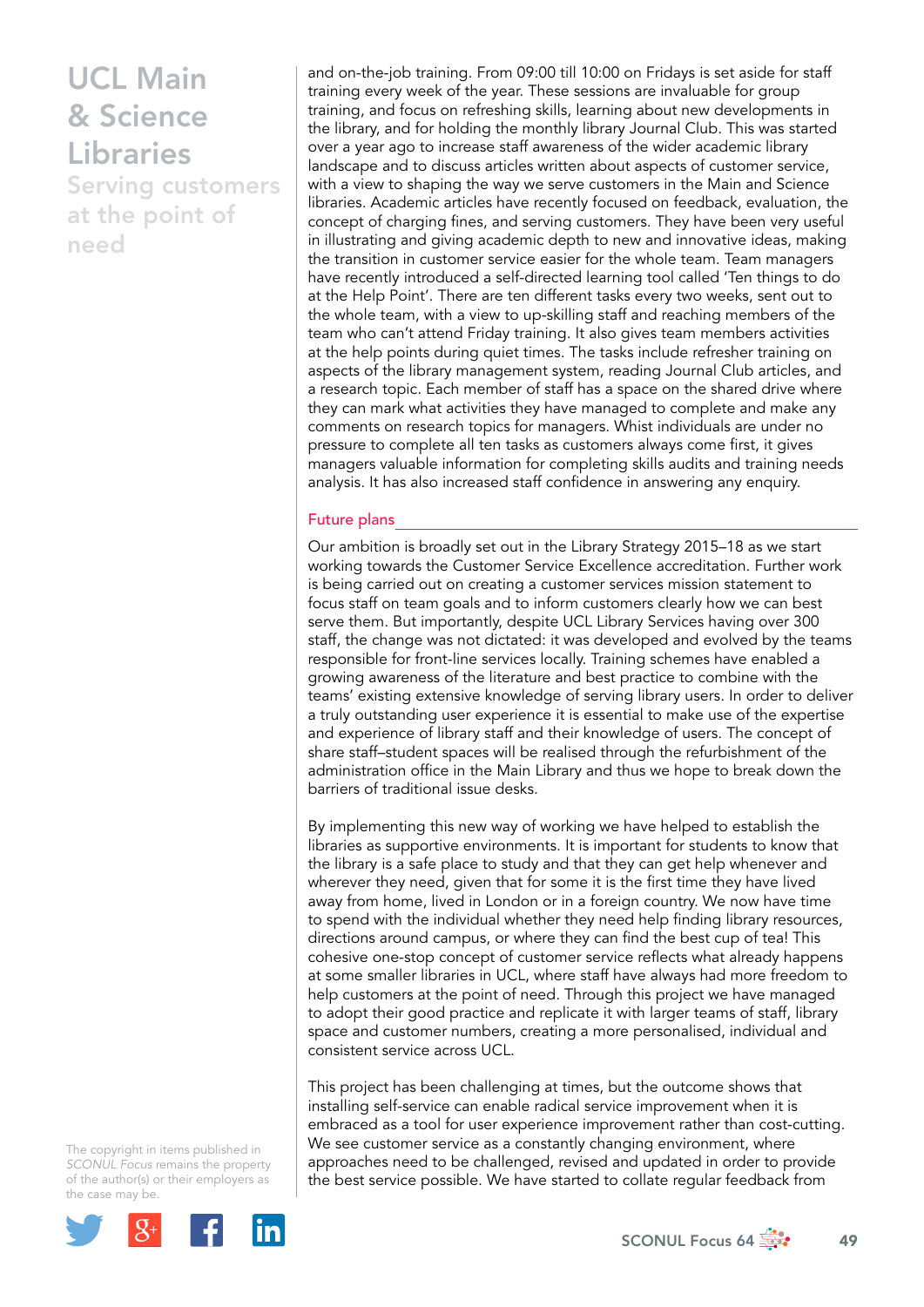and on-the-job training. From 09:00 till 10:00 on Fridays is set aside for staff training every week of the year. These sessions are invaluable for group training, and focus on refreshing skills, learning about new developments in the library, and for holding the monthly library Journal Club. This was started over a year ago to increase staff awareness of the wider academic library landscape and to discuss articles written about aspects of customer service, with a view to shaping the way we serve customers in the Main and Science libraries. Academic articles have recently focused on feedback, evaluation, the concept of charging fines, and serving customers. They have been very useful in illustrating and giving academic depth to new and innovative ideas, making the transition in customer service easier for the whole team. Team managers have recently introduced a self-directed learning tool called 'Ten things to do at the Help Point'. There are ten different tasks every two weeks, sent out to the whole team, with a view to up-skilling staff and reaching members of the team who can't attend Friday training. It also gives team members activities at the help points during quiet times. The tasks include refresher training on aspects of the library management system, reading Journal Club articles, and a research topic. Each member of staff has a space on the shared drive where they can mark what activities they have managed to complete and make any comments on research topics for managers. Whist individuals are under no pressure to complete all ten tasks as customers always come first, it gives managers valuable information for completing skills audits and training needs analysis. It has also increased staff confidence in answering any enquiry.

## Future plans

Our ambition is broadly set out in the Library Strategy 2015–18 as we start working towards the Customer Service Excellence accreditation. Further work is being carried out on creating a customer services mission statement to focus staff on team goals and to inform customers clearly how we can best serve them. But importantly, despite UCL Library Services having over 300 staff, the change was not dictated: it was developed and evolved by the teams responsible for front-line services locally. Training schemes have enabled a growing awareness of the literature and best practice to combine with the teams' existing extensive knowledge of serving library users. In order to deliver a truly outstanding user experience it is essential to make use of the expertise and experience of library staff and their knowledge of users. The concept of share staff–student spaces will be realised through the refurbishment of the administration office in the Main Library and thus we hope to break down the barriers of traditional issue desks.

By implementing this new way of working we have helped to establish the libraries as supportive environments. It is important for students to know that the library is a safe place to study and that they can get help whenever and wherever they need, given that for some it is the first time they have lived away from home, lived in London or in a foreign country. We now have time to spend with the individual whether they need help finding library resources, directions around campus, or where they can find the best cup of tea! This cohesive one-stop concept of customer service reflects what already happens at some smaller libraries in UCL, where staff have always had more freedom to help customers at the point of need. Through this project we have managed to adopt their good practice and replicate it with larger teams of staff, library space and customer numbers, creating a more personalised, individual and consistent service across UCL.

This project has been challenging at times, but the outcome shows that installing self-service can enable radical service improvement when it is embraced as a tool for user experience improvement rather than cost-cutting. We see customer service as a constantly changing environment, where approaches need to be challenged, revised and updated in order to provide the best service possible. We have started to collate regular feedback from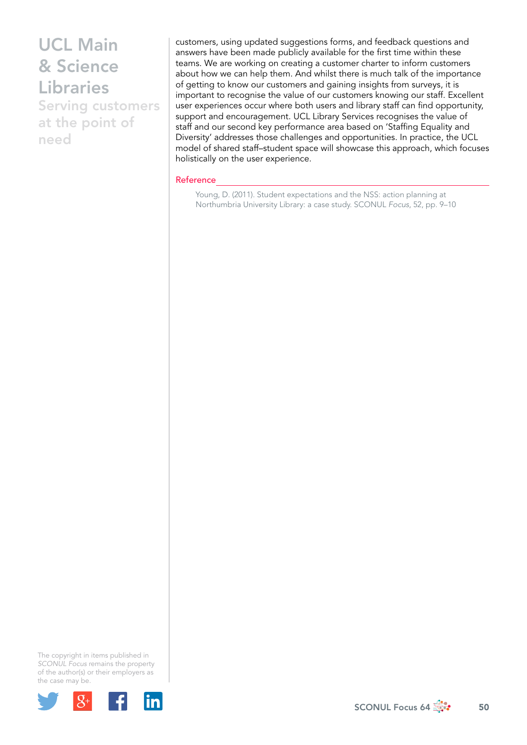customers, using updated suggestions forms, and feedback questions and answers have been made publicly available for the first time within these teams. We are working on creating a customer charter to inform customers about how we can help them. And whilst there is much talk of the importance of getting to know our customers and gaining insights from surveys, it is important to recognise the value of our customers knowing our staff. Excellent user experiences occur where both users and library staff can find opportunity, support and encouragement. UCL Library Services recognises the value of staff and our second key performance area based on 'Staffing Equality and Diversity' addresses those challenges and opportunities. In practice, the UCL model of shared staff–student space will showcase this approach, which focuses holistically on the user experience.

## Reference

Young, D. (2011). Student expectations and the NSS: action planning at Northumbria University Library: a case study. SCONUL *Focus*, 52, pp. 9–10

The copyright in items published in *SCONUL Focus* remains the property of the author(s) or their employers as the case may be.